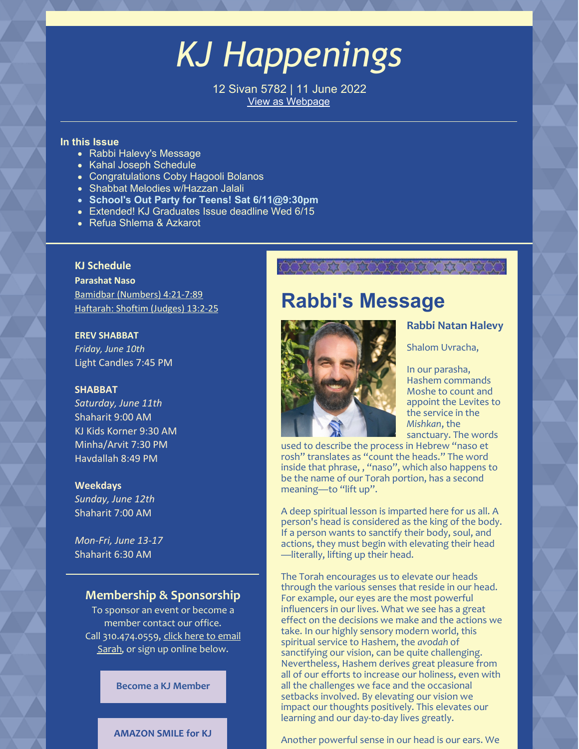# KJ Happenings

12 Sivan 5782 | 11 June 2022

View as Webpage

---

**In this Issue**

- Rabbi Halevy's Message
- Kahal Joseph Schedule
- Congratulations Coby Hagooli Bolanos
- Shabbat Melodies w/Hazzan Jalali
- **School's Out Party for Teens! Sat 6/11@9:30pm**
- Extended! KJ Graduates Issue deadline Wed 6/15
- Refua Shlema & Azkarot

---

### KJ Schedule

**Parashat Naso**

Bamidbar (Numbers) 4:21-7:89

Haftarah: Shoftim (Judges) 13:2-25

**EREV SHABBAT**

*Friday, June 10th*

Light Candles 7:45 PM

**SHABBAT**

*Saturday, June 11th*

Shaharit 9:00 AM

KJ Kids Korner 9:30 AM

Minha/Arvit 7:30 PM

Havdallah 8:49 PM

**Weekdays**

*Sunday, June 12th*

Shaharit 7:00 AM

*Mon-Fri, June 13-17*

Shaharit 6:30 AM

---

### Membership & Sponsorship

To sponsor an event or become a member contact our office. Call 310.474.0559, click here to email Sarah, or sign up online below.

**Become a KJ Member**

**AMAZON SMILE for KJ**

## Rabbi's Message

**Rabbi Natan Halevy**

Shalom Uvracha,

In our parasha, Hashem commands Moshe to count and appoint the Levites to the service in the *Mishkan*, the sanctuary. The words used to describe the process in Hebrew "naso et rosh" translates as "count the heads." The word inside that phrase, , "naso", which also happens to be the name of our Torah portion, has a second meaning—to "lift up".

A deep spiritual lesson is imparted here for us all. A person's head is considered as the king of the body. If a person wants to sanctify their body, soul, and actions, they must begin with elevating their head —literally, lifting up their head.

The Torah encourages us to elevate our heads through the various senses that reside in our head. For example, our eyes are the most powerful influencers in our lives. What we see has a great effect on the decisions we make and the actions we take. In our highly sensory modern world, this spiritual service to Hashem, the *avodah* of sanctifying our vision, can be quite challenging. Nevertheless, Hashem derives great pleasure from all of our efforts to increase our holiness, even with all the challenges we face and the occasional setbacks involved. By elevating our vision we impact our thoughts positively. This elevates our learning and our day-to-day lives greatly.

Another powerful sense in our head is our ears. We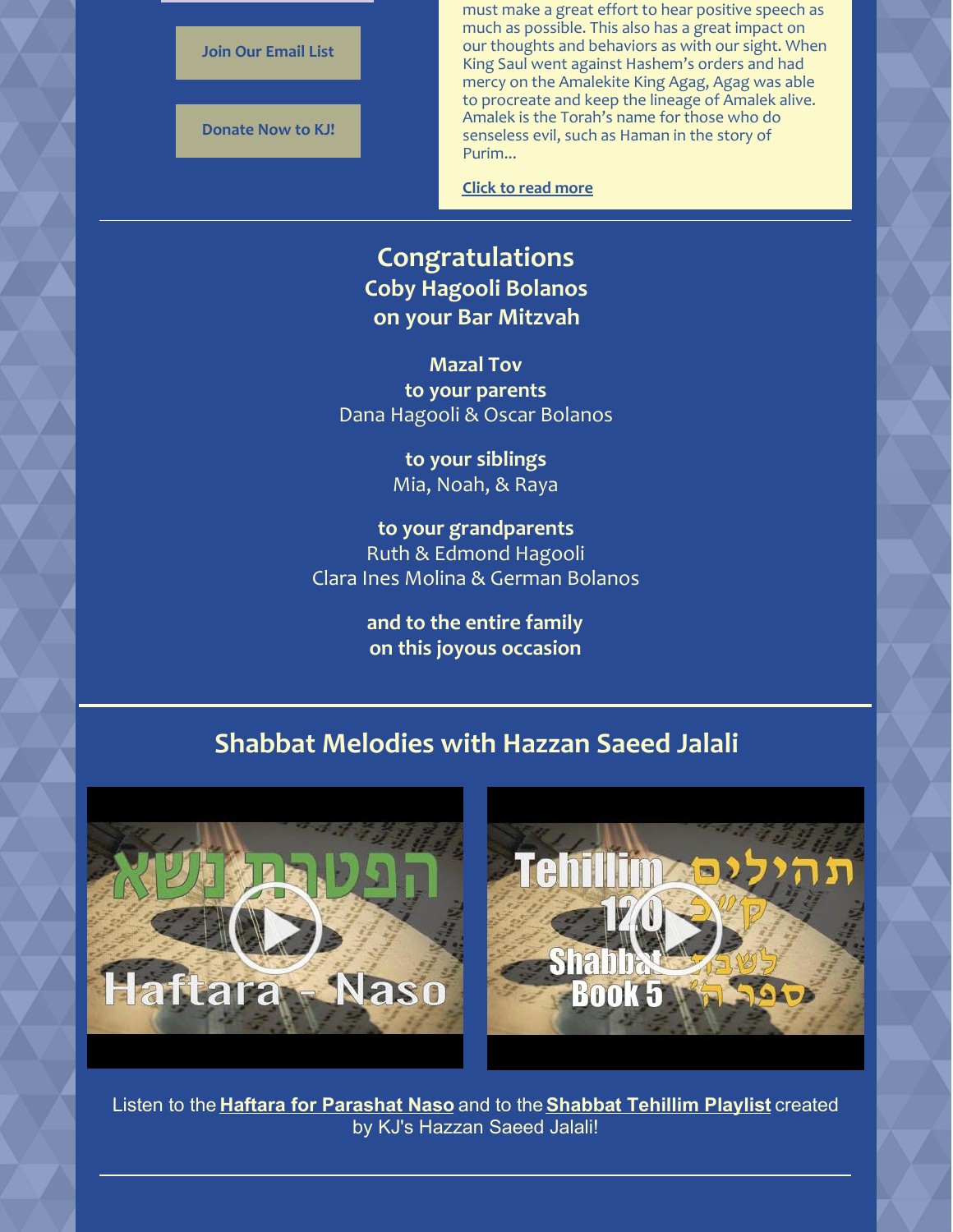Join Our Email List

Donate Now to KJ!

must make a great effort to hear positive speech as much as possible. This also has a great impact on our thoughts and behaviors as with our sight. When King Saul went against Hashem's orders and had mercy on the Amalekite King Agag, Agag was able to procreate and keep the lineage of Amalek alive. Amalek is the Torah's name for those who do senseless evil, such as Haman in the story of Purim...

Click to read more

---

## Congratulations

**Coby Hagooli Bolanos**
**on your Bar Mitzvah**

**Mazal Tov**
**to your parents**
Dana Hagooli & Oscar Bolanos

**to your siblings**
Mia, Noah, & Raya

**to your grandparents**
Ruth & Edmond Hagooli
Clara Ines Molina & German Bolanos

**and to the entire family**
**on this joyous occasion**

---

## Shabbat Melodies with Hazzan Saeed Jalali

Listen to the **Haftara for Parashat Naso** and to the **Shabbat Tehillim Playlist** created by KJ's Hazzan Saeed Jalali!

---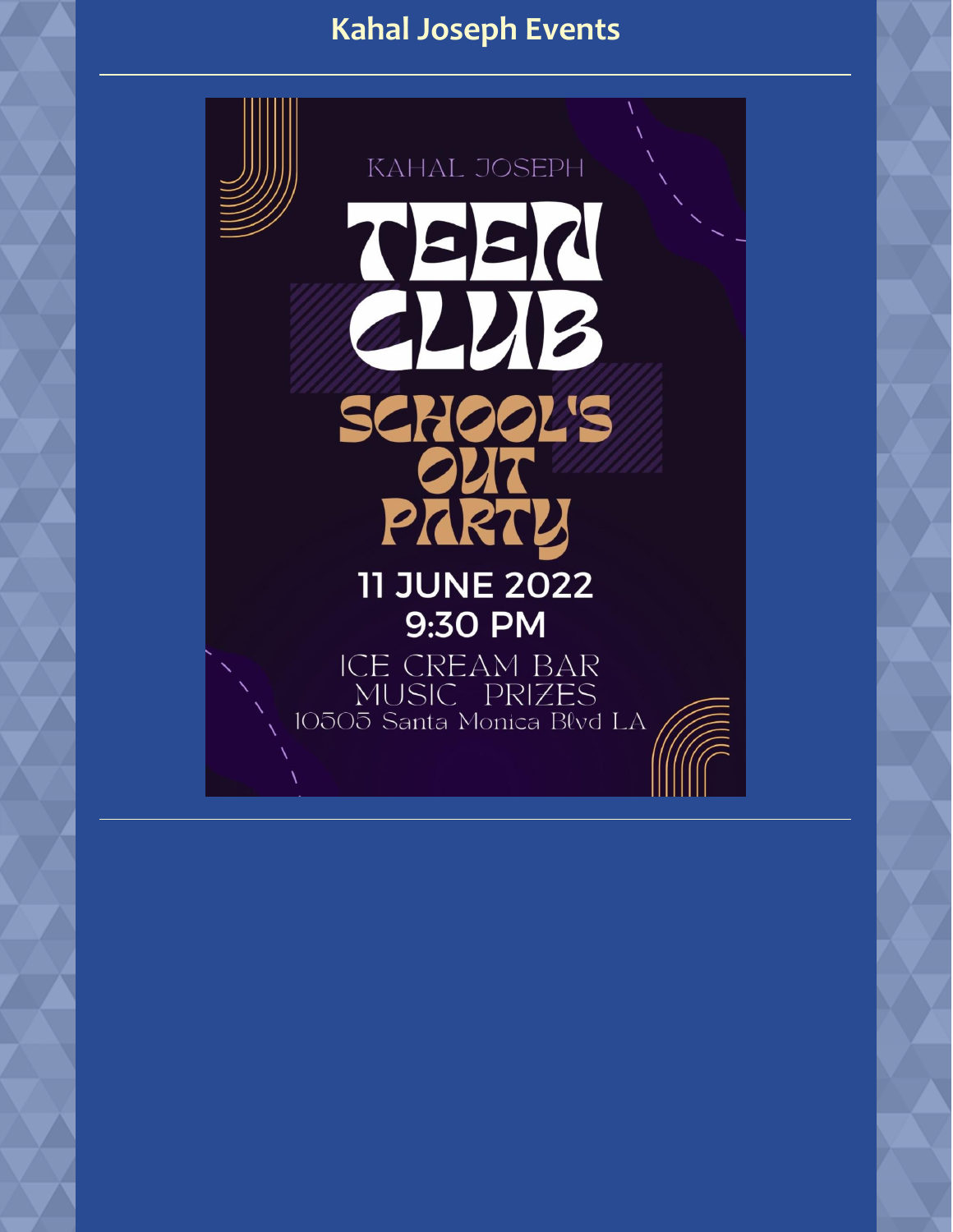# Kahal Joseph Events

KAHAL JOSEPH

TEEN CLUB

SCHOOL'S OUT PARTY

11 JUNE 2022
9:30 PM

ICE CREAM BAR
MUSIC PRIZES
10505 Santa Monica Blvd LA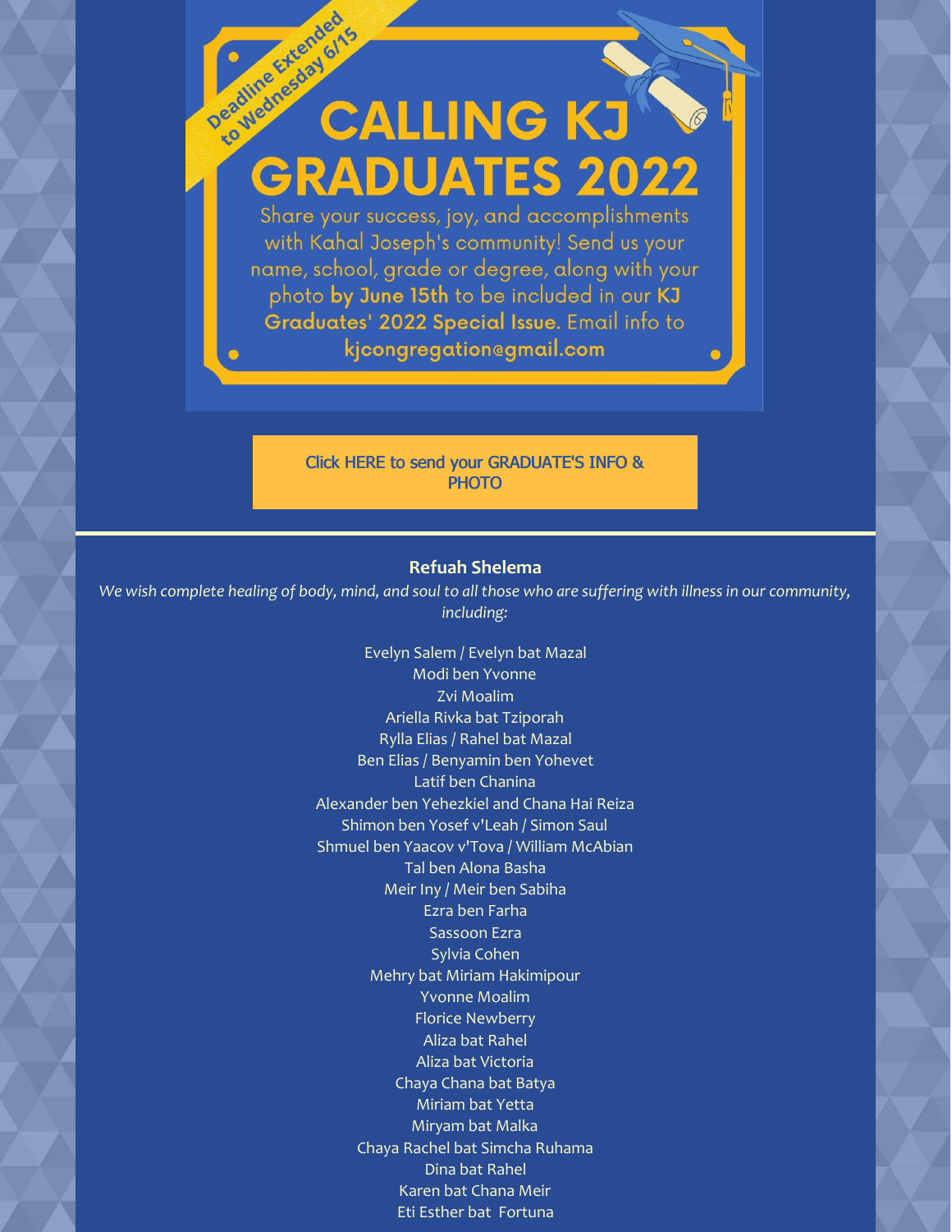Deadline Extended to Wednesday 6/15

# CALLING KJ GRADUATES 2022

Share your success, joy, and accomplishments with Kahal Joseph's community! Send us your name, school, grade or degree, along with your photo **by June 15th** to be included in our **KJ Graduates' 2022 Special Issue**. Email info to **kjcongregation@gmail.com**

Click HERE to send your GRADUATE'S INFO & PHOTO

---

### Refuah Shelema

*We wish complete healing of body, mind, and soul to all those who are suffering with illness in our community, including:*

Evelyn Salem / Evelyn bat Mazal
Modi ben Yvonne
Zvi Moalim
Ariella Rivka bat Tziporah
Rylla Elias / Rahel bat Mazal
Ben Elias / Benyamin ben Yohevet
Latif ben Chanina
Alexander ben Yehezkiel and Chana Hai Reiza
Shimon ben Yosef v'Leah / Simon Saul
Shmuel ben Yaacov v'Tova / William McAbian
Tal ben Alona Basha
Meir Iny / Meir ben Sabiha
Ezra ben Farha
Sassoon Ezra
Sylvia Cohen
Mehry bat Miriam Hakimipour
Yvonne Moalim
Florice Newberry
Aliza bat Rahel
Aliza bat Victoria
Chaya Chana bat Batya
Miriam bat Yetta
Miryam bat Malka
Chaya Rachel bat Simcha Ruhama
Dina bat Rahel
Karen bat Chana Meir
Eti Esther bat Fortuna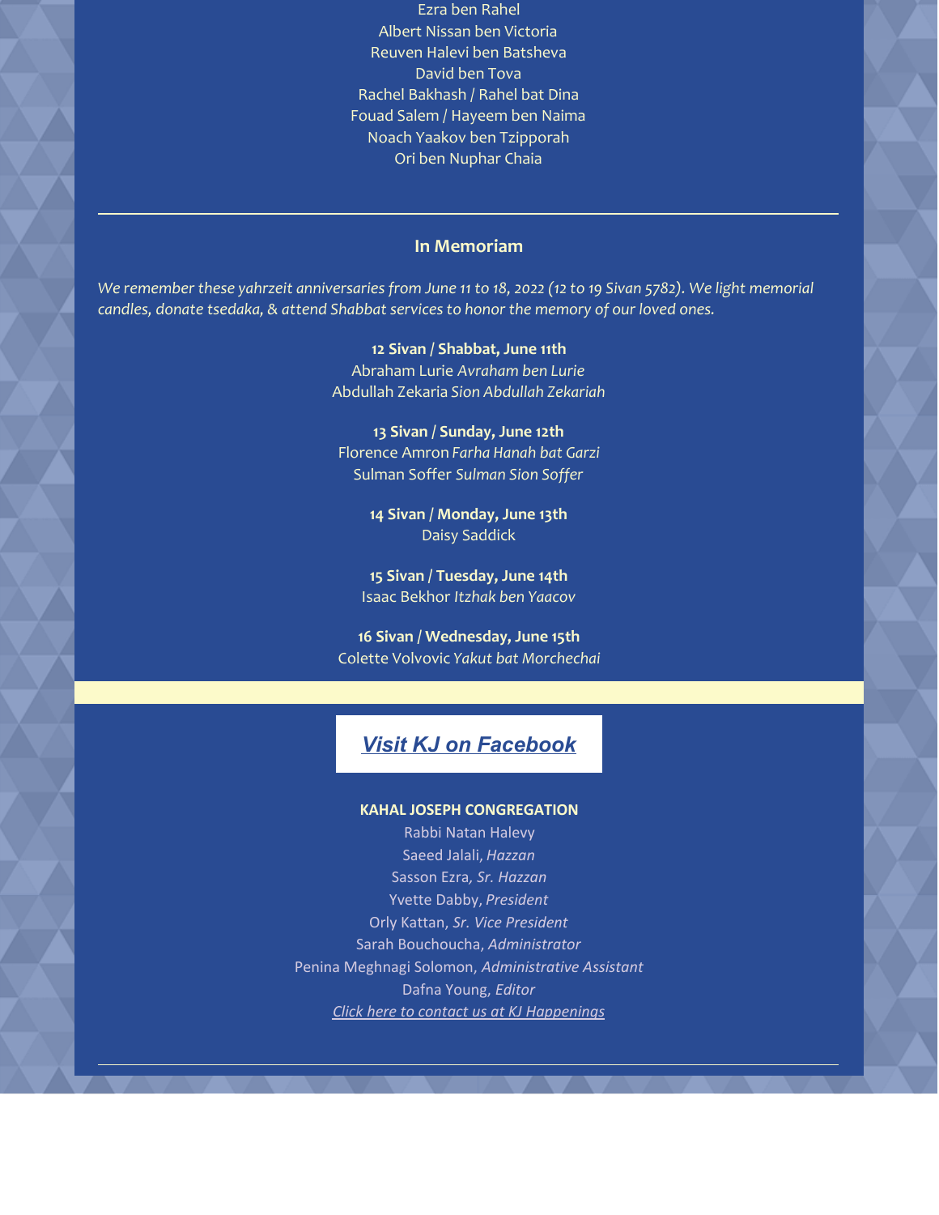Ezra ben Rahel
Albert Nissan ben Victoria
Reuven Halevi ben Batsheva
David ben Tova
Rachel Bakhash / Rahel bat Dina
Fouad Salem / Hayeem ben Naima
Noach Yaakov ben Tzipporah
Ori ben Nuphar Chaia

---

## In Memoriam

*We remember these yahrzeit anniversaries from June 11 to 18, 2022 (12 to 19 Sivan 5782). We light memorial candles, donate tsedaka, & attend Shabbat services to honor the memory of our loved ones.*

**12 Sivan / Shabbat, June 11th**
Abraham Lurie *Avraham ben Lurie*
Abdullah Zekaria *Sion Abdullah Zekariah*

**13 Sivan / Sunday, June 12th**
Florence Amron *Farha Hanah bat Garzi*
Sulman Soffer *Sulman Sion Soffer*

**14 Sivan / Monday, June 13th**
Daisy Saddick

**15 Sivan / Tuesday, June 14th**
Isaac Bekhor *Itzhak ben Yaacov*

**16 Sivan / Wednesday, June 15th**
Colette Volvovic *Yakut bat Morchechai*

***Visit KJ on Facebook***

**KAHAL JOSEPH CONGREGATION**
Rabbi Natan Halevy
Saeed Jalali, *Hazzan*
Sasson Ezra, *Sr. Hazzan*
Yvette Dabby, *President*
Orly Kattan, *Sr. Vice President*
Sarah Bouchoucha, *Administrator*
Penina Meghnagi Solomon, *Administrative Assistant*
Dafna Young, *Editor*
*Click here to contact us at KJ Happenings*